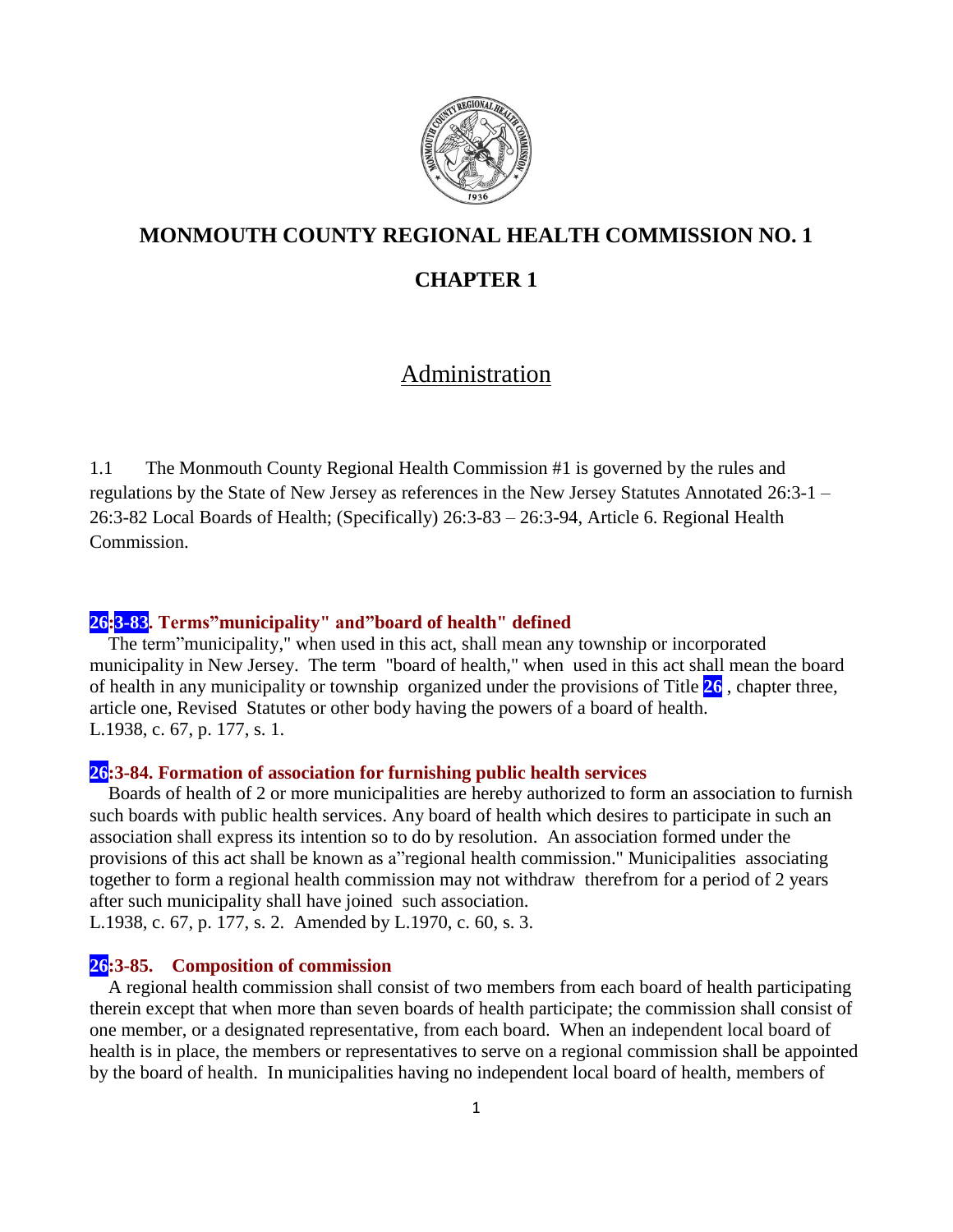# MONMOUTH COUNTY REGIONAL HEALTH COMMISSION NO. 1

## CHAPTER 1

## Administration

1.1 The Monmouth County Regional Health Commission #1 is governed by the rules and regulations by the State of New Jersey as references in the New Jersey Statutes Annotated 26:3-1 – 26:3-82 Local Boards of Health; (Specifically) 26:3-83 – 26:3-94, Article 6. Regional Health Commission.

### 26:3-83. Terms"municipality" and"board of health" defined

The term"municipality," when used in this act, shall mean any township or incorporated municipality in New Jersey. The term "board of health," when used in this act shall mean the board of health in any municipality or township organized under the provisions of Title 26 , chapter three, article one, Revised Statutes or other body having the powers of a board of health.
L.1938, c. 67, p. 177, s. 1.

### 26:3-84. Formation of association for furnishing public health services

Boards of health of 2 or more municipalities are hereby authorized to form an association to furnish such boards with public health services. Any board of health which desires to participate in such an association shall express its intention so to do by resolution. An association formed under the provisions of this act shall be known as a"regional health commission." Municipalities associating together to form a regional health commission may not withdraw therefrom for a period of 2 years after such municipality shall have joined such association.
L.1938, c. 67, p. 177, s. 2. Amended by L.1970, c. 60, s. 3.

### 26:3-85. Composition of commission

A regional health commission shall consist of two members from each board of health participating therein except that when more than seven boards of health participate; the commission shall consist of one member, or a designated representative, from each board. When an independent local board of health is in place, the members or representatives to serve on a regional commission shall be appointed by the board of health. In municipalities having no independent local board of health, members of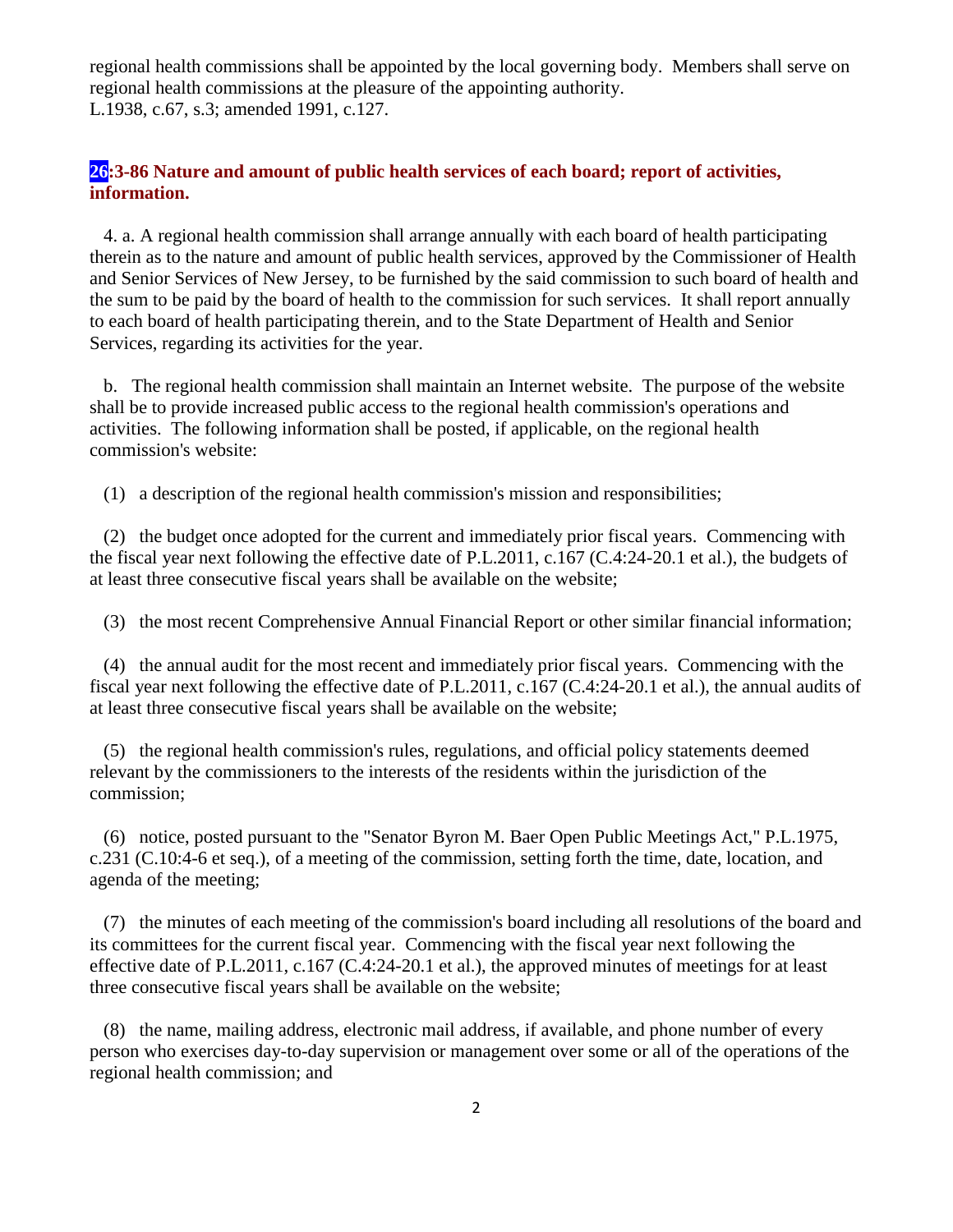regional health commissions shall be appointed by the local governing body. Members shall serve on regional health commissions at the pleasure of the appointing authority.
L.1938, c.67, s.3; amended 1991, c.127.

### 26:3-86 Nature and amount of public health services of each board; report of activities, information.

4. a. A regional health commission shall arrange annually with each board of health participating therein as to the nature and amount of public health services, approved by the Commissioner of Health and Senior Services of New Jersey, to be furnished by the said commission to such board of health and the sum to be paid by the board of health to the commission for such services. It shall report annually to each board of health participating therein, and to the State Department of Health and Senior Services, regarding its activities for the year.

b. The regional health commission shall maintain an Internet website. The purpose of the website shall be to provide increased public access to the regional health commission's operations and activities. The following information shall be posted, if applicable, on the regional health commission's website:

(1) a description of the regional health commission's mission and responsibilities;

(2) the budget once adopted for the current and immediately prior fiscal years. Commencing with the fiscal year next following the effective date of P.L.2011, c.167 (C.4:24-20.1 et al.), the budgets of at least three consecutive fiscal years shall be available on the website;

(3) the most recent Comprehensive Annual Financial Report or other similar financial information;

(4) the annual audit for the most recent and immediately prior fiscal years. Commencing with the fiscal year next following the effective date of P.L.2011, c.167 (C.4:24-20.1 et al.), the annual audits of at least three consecutive fiscal years shall be available on the website;

(5) the regional health commission's rules, regulations, and official policy statements deemed relevant by the commissioners to the interests of the residents within the jurisdiction of the commission;

(6) notice, posted pursuant to the "Senator Byron M. Baer Open Public Meetings Act," P.L.1975, c.231 (C.10:4-6 et seq.), of a meeting of the commission, setting forth the time, date, location, and agenda of the meeting;

(7) the minutes of each meeting of the commission's board including all resolutions of the board and its committees for the current fiscal year. Commencing with the fiscal year next following the effective date of P.L.2011, c.167 (C.4:24-20.1 et al.), the approved minutes of meetings for at least three consecutive fiscal years shall be available on the website;

(8) the name, mailing address, electronic mail address, if available, and phone number of every person who exercises day-to-day supervision or management over some or all of the operations of the regional health commission; and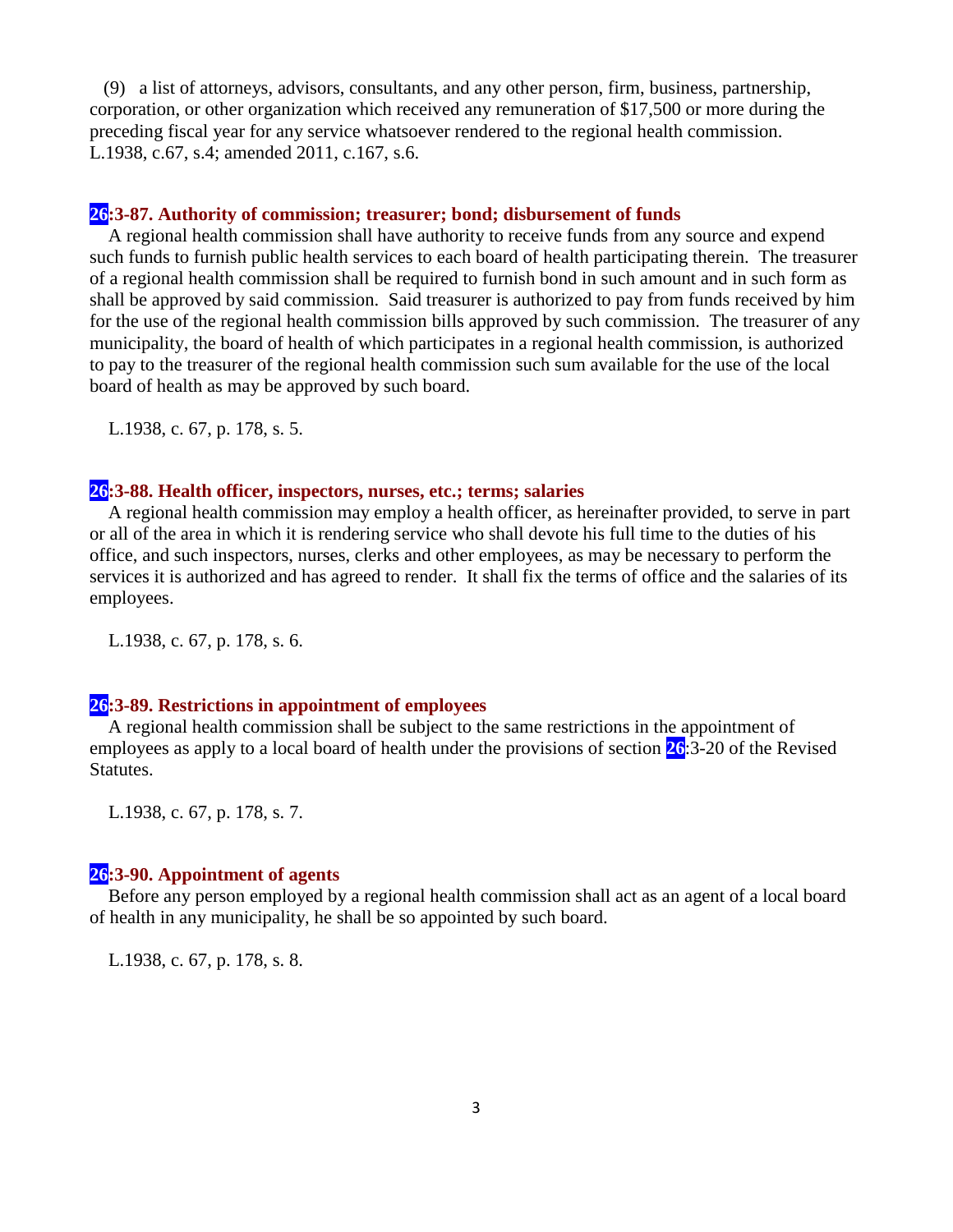(9) a list of attorneys, advisors, consultants, and any other person, firm, business, partnership, corporation, or other organization which received any remuneration of $17,500 or more during the preceding fiscal year for any service whatsoever rendered to the regional health commission.
L.1938, c.67, s.4; amended 2011, c.167, s.6.

### 26:3-87. Authority of commission; treasurer; bond; disbursement of funds

A regional health commission shall have authority to receive funds from any source and expend such funds to furnish public health services to each board of health participating therein. The treasurer of a regional health commission shall be required to furnish bond in such amount and in such form as shall be approved by said commission. Said treasurer is authorized to pay from funds received by him for the use of the regional health commission bills approved by such commission. The treasurer of any municipality, the board of health of which participates in a regional health commission, is authorized to pay to the treasurer of the regional health commission such sum available for the use of the local board of health as may be approved by such board.

L.1938, c. 67, p. 178, s. 5.

### 26:3-88. Health officer, inspectors, nurses, etc.; terms; salaries

A regional health commission may employ a health officer, as hereinafter provided, to serve in part or all of the area in which it is rendering service who shall devote his full time to the duties of his office, and such inspectors, nurses, clerks and other employees, as may be necessary to perform the services it is authorized and has agreed to render. It shall fix the terms of office and the salaries of its employees.

L.1938, c. 67, p. 178, s. 6.

### 26:3-89. Restrictions in appointment of employees

A regional health commission shall be subject to the same restrictions in the appointment of employees as apply to a local board of health under the provisions of section 26:3-20 of the Revised Statutes.

L.1938, c. 67, p. 178, s. 7.

### 26:3-90. Appointment of agents

Before any person employed by a regional health commission shall act as an agent of a local board of health in any municipality, he shall be so appointed by such board.

L.1938, c. 67, p. 178, s. 8.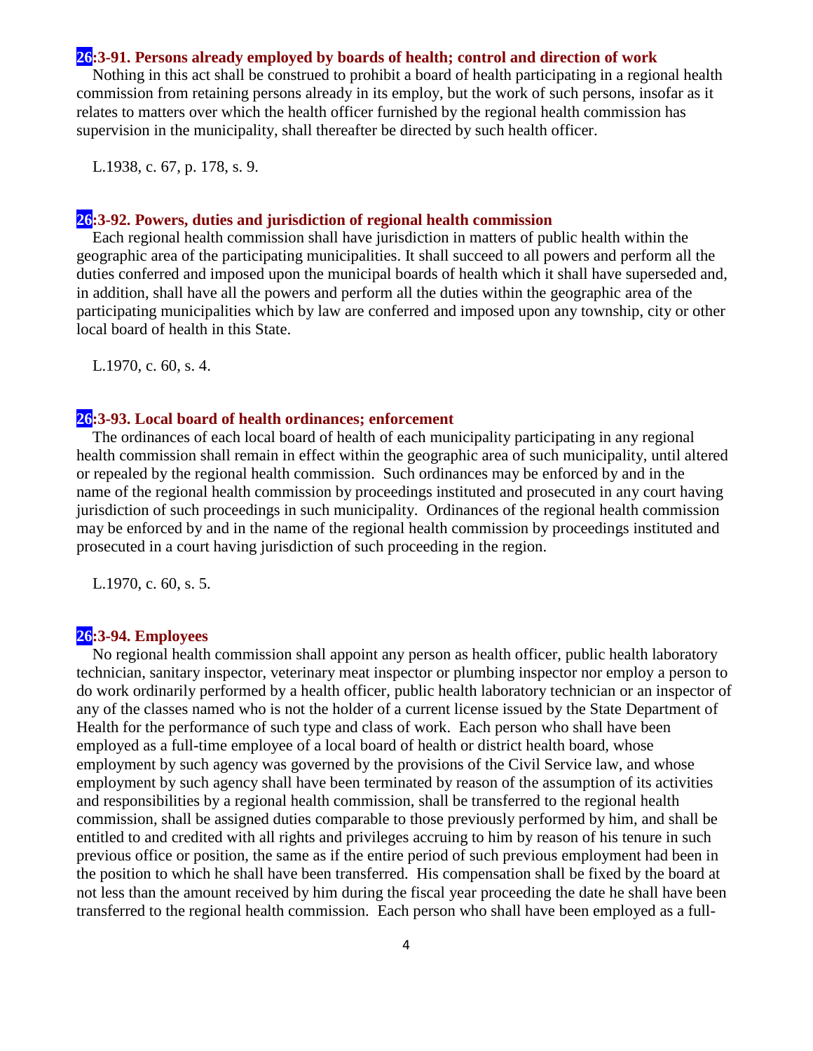### 26:3-91. Persons already employed by boards of health; control and direction of work

Nothing in this act shall be construed to prohibit a board of health participating in a regional health commission from retaining persons already in its employ, but the work of such persons, insofar as it relates to matters over which the health officer furnished by the regional health commission has supervision in the municipality, shall thereafter be directed by such health officer.

L.1938, c. 67, p. 178, s. 9.

### 26:3-92. Powers, duties and jurisdiction of regional health commission

Each regional health commission shall have jurisdiction in matters of public health within the geographic area of the participating municipalities. It shall succeed to all powers and perform all the duties conferred and imposed upon the municipal boards of health which it shall have superseded and, in addition, shall have all the powers and perform all the duties within the geographic area of the participating municipalities which by law are conferred and imposed upon any township, city or other local board of health in this State.

L.1970, c. 60, s. 4.

### 26:3-93. Local board of health ordinances; enforcement

The ordinances of each local board of health of each municipality participating in any regional health commission shall remain in effect within the geographic area of such municipality, until altered or repealed by the regional health commission. Such ordinances may be enforced by and in the name of the regional health commission by proceedings instituted and prosecuted in any court having jurisdiction of such proceedings in such municipality. Ordinances of the regional health commission may be enforced by and in the name of the regional health commission by proceedings instituted and prosecuted in a court having jurisdiction of such proceeding in the region.

L.1970, c. 60, s. 5.

### 26:3-94. Employees

No regional health commission shall appoint any person as health officer, public health laboratory technician, sanitary inspector, veterinary meat inspector or plumbing inspector nor employ a person to do work ordinarily performed by a health officer, public health laboratory technician or an inspector of any of the classes named who is not the holder of a current license issued by the State Department of Health for the performance of such type and class of work. Each person who shall have been employed as a full-time employee of a local board of health or district health board, whose employment by such agency was governed by the provisions of the Civil Service law, and whose employment by such agency shall have been terminated by reason of the assumption of its activities and responsibilities by a regional health commission, shall be transferred to the regional health commission, shall be assigned duties comparable to those previously performed by him, and shall be entitled to and credited with all rights and privileges accruing to him by reason of his tenure in such previous office or position, the same as if the entire period of such previous employment had been in the position to which he shall have been transferred. His compensation shall be fixed by the board at not less than the amount received by him during the fiscal year proceeding the date he shall have been transferred to the regional health commission. Each person who shall have been employed as a full-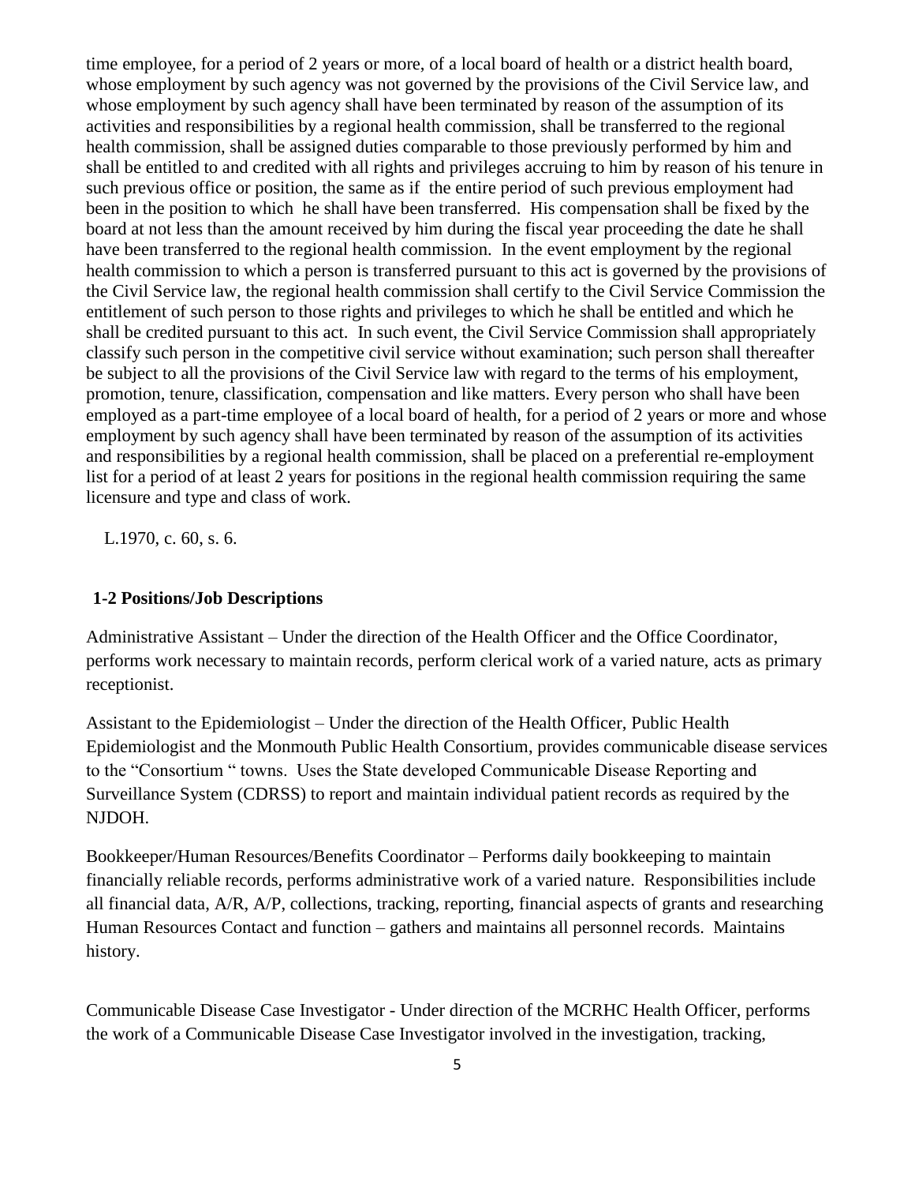time employee, for a period of 2 years or more, of a local board of health or a district health board, whose employment by such agency was not governed by the provisions of the Civil Service law, and whose employment by such agency shall have been terminated by reason of the assumption of its activities and responsibilities by a regional health commission, shall be transferred to the regional health commission, shall be assigned duties comparable to those previously performed by him and shall be entitled to and credited with all rights and privileges accruing to him by reason of his tenure in such previous office or position, the same as if the entire period of such previous employment had been in the position to which he shall have been transferred. His compensation shall be fixed by the board at not less than the amount received by him during the fiscal year proceeding the date he shall have been transferred to the regional health commission. In the event employment by the regional health commission to which a person is transferred pursuant to this act is governed by the provisions of the Civil Service law, the regional health commission shall certify to the Civil Service Commission the entitlement of such person to those rights and privileges to which he shall be entitled and which he shall be credited pursuant to this act. In such event, the Civil Service Commission shall appropriately classify such person in the competitive civil service without examination; such person shall thereafter be subject to all the provisions of the Civil Service law with regard to the terms of his employment, promotion, tenure, classification, compensation and like matters. Every person who shall have been employed as a part-time employee of a local board of health, for a period of 2 years or more and whose employment by such agency shall have been terminated by reason of the assumption of its activities and responsibilities by a regional health commission, shall be placed on a preferential re-employment list for a period of at least 2 years for positions in the regional health commission requiring the same licensure and type and class of work.

L.1970, c. 60, s. 6.

**1-2 Positions/Job Descriptions**

Administrative Assistant – Under the direction of the Health Officer and the Office Coordinator, performs work necessary to maintain records, perform clerical work of a varied nature, acts as primary receptionist.

Assistant to the Epidemiologist – Under the direction of the Health Officer, Public Health Epidemiologist and the Monmouth Public Health Consortium, provides communicable disease services to the "Consortium " towns. Uses the State developed Communicable Disease Reporting and Surveillance System (CDRSS) to report and maintain individual patient records as required by the NJDOH.

Bookkeeper/Human Resources/Benefits Coordinator – Performs daily bookkeeping to maintain financially reliable records, performs administrative work of a varied nature. Responsibilities include all financial data, A/R, A/P, collections, tracking, reporting, financial aspects of grants and researching Human Resources Contact and function – gathers and maintains all personnel records. Maintains history.

Communicable Disease Case Investigator - Under direction of the MCRHC Health Officer, performs the work of a Communicable Disease Case Investigator involved in the investigation, tracking,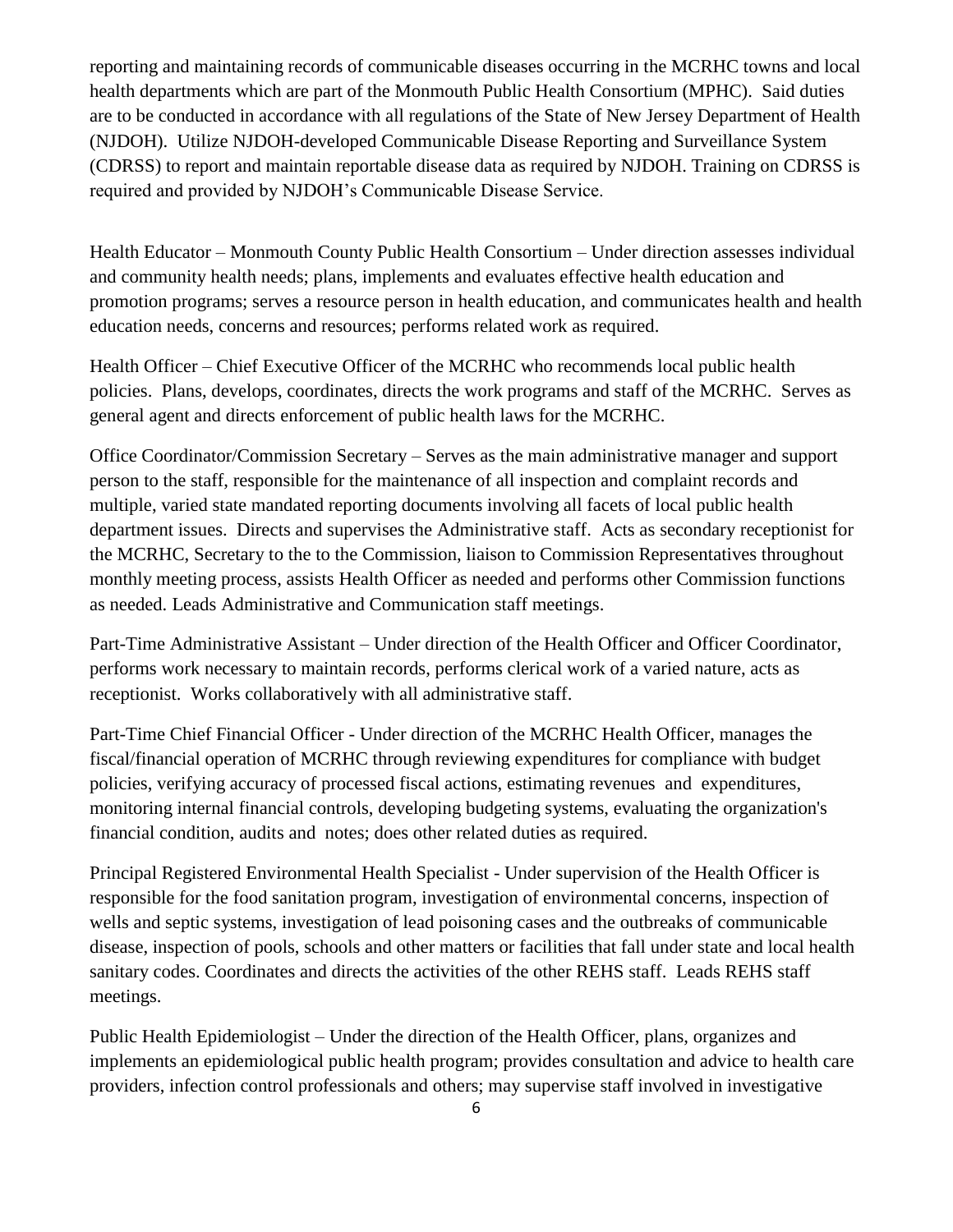reporting and maintaining records of communicable diseases occurring in the MCRHC towns and local health departments which are part of the Monmouth Public Health Consortium (MPHC). Said duties are to be conducted in accordance with all regulations of the State of New Jersey Department of Health (NJDOH). Utilize NJDOH-developed Communicable Disease Reporting and Surveillance System (CDRSS) to report and maintain reportable disease data as required by NJDOH. Training on CDRSS is required and provided by NJDOH's Communicable Disease Service.

Health Educator – Monmouth County Public Health Consortium – Under direction assesses individual and community health needs; plans, implements and evaluates effective health education and promotion programs; serves a resource person in health education, and communicates health and health education needs, concerns and resources; performs related work as required.

Health Officer – Chief Executive Officer of the MCRHC who recommends local public health policies. Plans, develops, coordinates, directs the work programs and staff of the MCRHC. Serves as general agent and directs enforcement of public health laws for the MCRHC.

Office Coordinator/Commission Secretary – Serves as the main administrative manager and support person to the staff, responsible for the maintenance of all inspection and complaint records and multiple, varied state mandated reporting documents involving all facets of local public health department issues. Directs and supervises the Administrative staff. Acts as secondary receptionist for the MCRHC, Secretary to the to the Commission, liaison to Commission Representatives throughout monthly meeting process, assists Health Officer as needed and performs other Commission functions as needed. Leads Administrative and Communication staff meetings.

Part-Time Administrative Assistant – Under direction of the Health Officer and Officer Coordinator, performs work necessary to maintain records, performs clerical work of a varied nature, acts as receptionist. Works collaboratively with all administrative staff.

Part-Time Chief Financial Officer - Under direction of the MCRHC Health Officer, manages the fiscal/financial operation of MCRHC through reviewing expenditures for compliance with budget policies, verifying accuracy of processed fiscal actions, estimating revenues and expenditures, monitoring internal financial controls, developing budgeting systems, evaluating the organization's financial condition, audits and notes; does other related duties as required.

Principal Registered Environmental Health Specialist - Under supervision of the Health Officer is responsible for the food sanitation program, investigation of environmental concerns, inspection of wells and septic systems, investigation of lead poisoning cases and the outbreaks of communicable disease, inspection of pools, schools and other matters or facilities that fall under state and local health sanitary codes. Coordinates and directs the activities of the other REHS staff. Leads REHS staff meetings.

Public Health Epidemiologist – Under the direction of the Health Officer, plans, organizes and implements an epidemiological public health program; provides consultation and advice to health care providers, infection control professionals and others; may supervise staff involved in investigative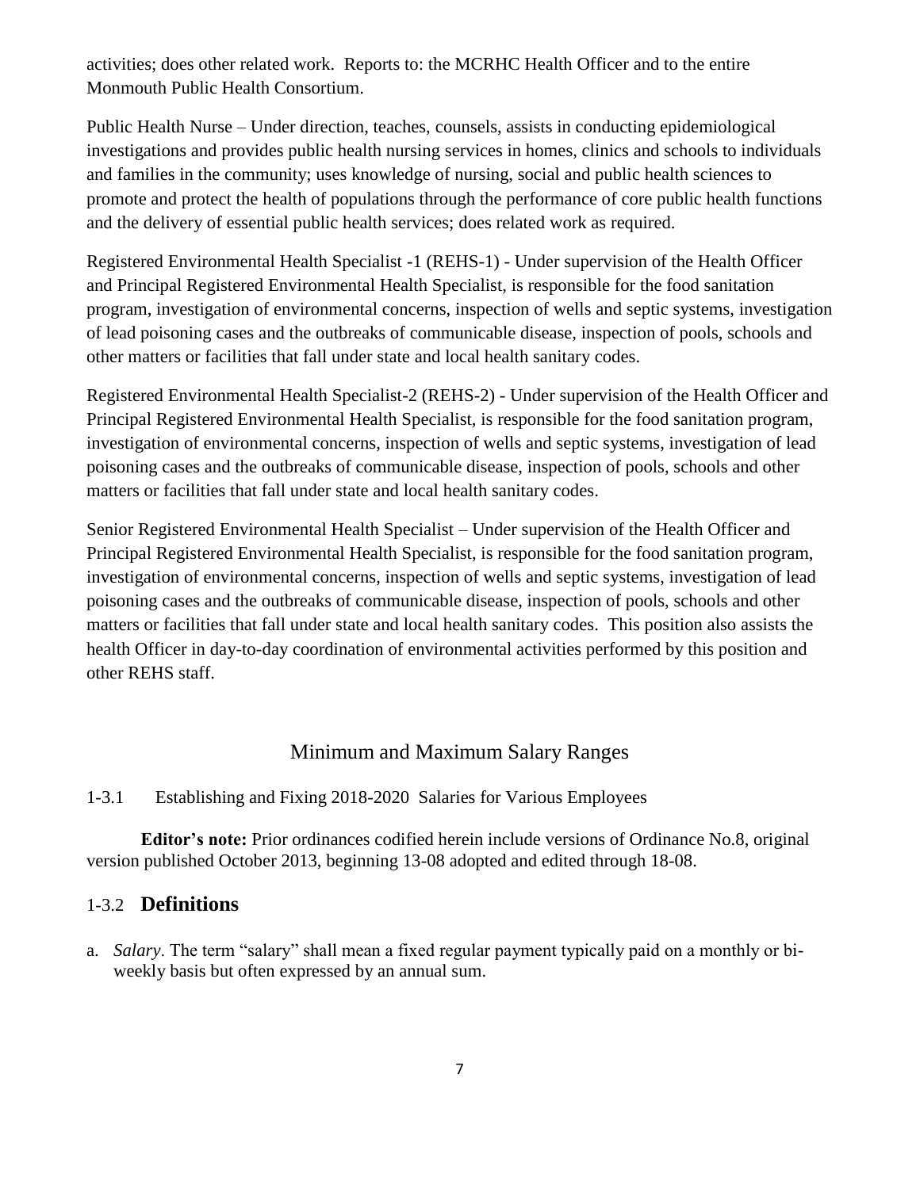activities; does other related work. Reports to: the MCRHC Health Officer and to the entire Monmouth Public Health Consortium.

Public Health Nurse – Under direction, teaches, counsels, assists in conducting epidemiological investigations and provides public health nursing services in homes, clinics and schools to individuals and families in the community; uses knowledge of nursing, social and public health sciences to promote and protect the health of populations through the performance of core public health functions and the delivery of essential public health services; does related work as required.

Registered Environmental Health Specialist -1 (REHS-1) - Under supervision of the Health Officer and Principal Registered Environmental Health Specialist, is responsible for the food sanitation program, investigation of environmental concerns, inspection of wells and septic systems, investigation of lead poisoning cases and the outbreaks of communicable disease, inspection of pools, schools and other matters or facilities that fall under state and local health sanitary codes.

Registered Environmental Health Specialist-2 (REHS-2) - Under supervision of the Health Officer and Principal Registered Environmental Health Specialist, is responsible for the food sanitation program, investigation of environmental concerns, inspection of wells and septic systems, investigation of lead poisoning cases and the outbreaks of communicable disease, inspection of pools, schools and other matters or facilities that fall under state and local health sanitary codes.

Senior Registered Environmental Health Specialist – Under supervision of the Health Officer and Principal Registered Environmental Health Specialist, is responsible for the food sanitation program, investigation of environmental concerns, inspection of wells and septic systems, investigation of lead poisoning cases and the outbreaks of communicable disease, inspection of pools, schools and other matters or facilities that fall under state and local health sanitary codes. This position also assists the health Officer in day-to-day coordination of environmental activities performed by this position and other REHS staff.

## Minimum and Maximum Salary Ranges

1-3.1 Establishing and Fixing 2018-2020 Salaries for Various Employees

**Editor's note:** Prior ordinances codified herein include versions of Ordinance No.8, original version published October 2013, beginning 13-08 adopted and edited through 18-08.

### 1-3.2 **Definitions**

a. *Salary*. The term "salary" shall mean a fixed regular payment typically paid on a monthly or bi-weekly basis but often expressed by an annual sum.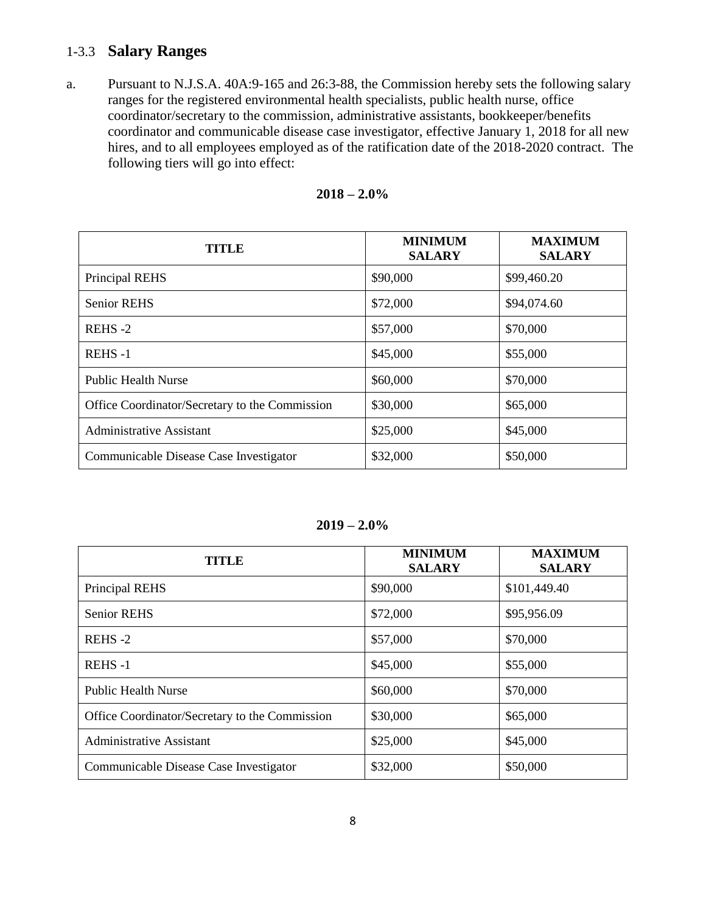## 1-3.3 **Salary Ranges**

a. Pursuant to N.J.S.A. 40A:9-165 and 26:3-88, the Commission hereby sets the following salary ranges for the registered environmental health specialists, public health nurse, office coordinator/secretary to the commission, administrative assistants, bookkeeper/benefits coordinator and communicable disease case investigator, effective January 1, 2018 for all new hires, and to all employees employed as of the ratification date of the 2018-2020 contract. The following tiers will go into effect:

**2018 – 2.0%**

| TITLE | MINIMUM SALARY | MAXIMUM SALARY |
|---|---|---|
| Principal REHS | $90,000 | $99,460.20 |
| Senior REHS | $72,000 | $94,074.60 |
| REHS -2 | $57,000 | $70,000 |
| REHS -1 | $45,000 | $55,000 |
| Public Health Nurse | $60,000 | $70,000 |
| Office Coordinator/Secretary to the Commission | $30,000 | $65,000 |
| Administrative Assistant | $25,000 | $45,000 |
| Communicable Disease Case Investigator | $32,000 | $50,000 |

**2019 – 2.0%**

| TITLE | MINIMUM SALARY | MAXIMUM SALARY |
|---|---|---|
| Principal REHS | $90,000 | $101,449.40 |
| Senior REHS | $72,000 | $95,956.09 |
| REHS -2 | $57,000 | $70,000 |
| REHS -1 | $45,000 | $55,000 |
| Public Health Nurse | $60,000 | $70,000 |
| Office Coordinator/Secretary to the Commission | $30,000 | $65,000 |
| Administrative Assistant | $25,000 | $45,000 |
| Communicable Disease Case Investigator | $32,000 | $50,000 |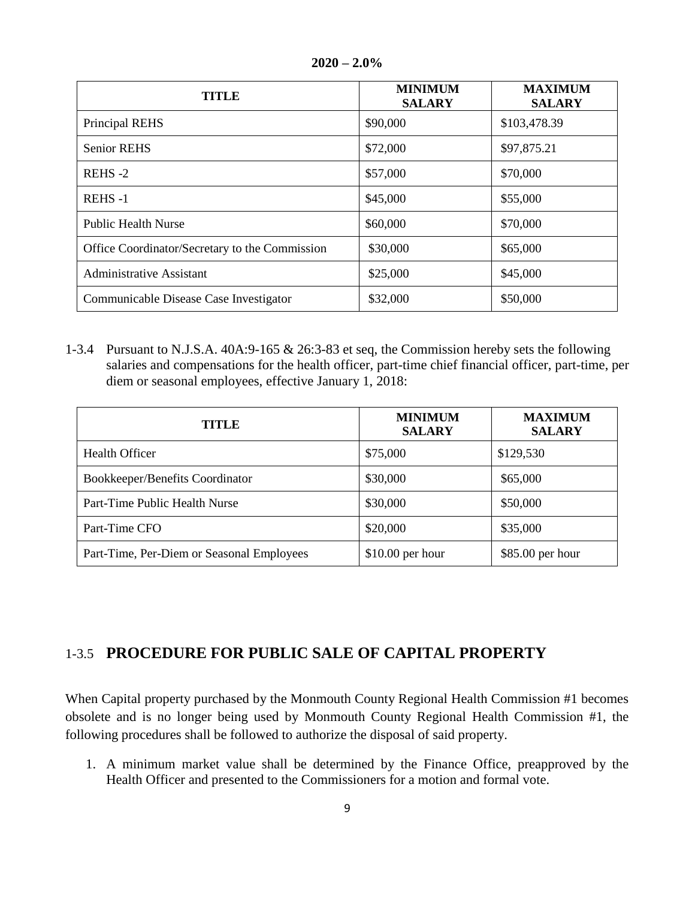**2020 – 2.0%**

| TITLE | MINIMUM SALARY | MAXIMUM SALARY |
|---|---|---|
| Principal REHS | $90,000 | $103,478.39 |
| Senior REHS | $72,000 | $97,875.21 |
| REHS -2 | $57,000 | $70,000 |
| REHS -1 | $45,000 | $55,000 |
| Public Health Nurse | $60,000 | $70,000 |
| Office Coordinator/Secretary to the Commission | $30,000 | $65,000 |
| Administrative Assistant | $25,000 | $45,000 |
| Communicable Disease Case Investigator | $32,000 | $50,000 |

1-3.4 Pursuant to N.J.S.A. 40A:9-165 & 26:3-83 et seq, the Commission hereby sets the following salaries and compensations for the health officer, part-time chief financial officer, part-time, per diem or seasonal employees, effective January 1, 2018:

| TITLE | MINIMUM SALARY | MAXIMUM SALARY |
|---|---|---|
| Health Officer | $75,000 | $129,530 |
| Bookkeeper/Benefits Coordinator | $30,000 | $65,000 |
| Part-Time Public Health Nurse | $30,000 | $50,000 |
| Part-Time CFO | $20,000 | $35,000 |
| Part-Time, Per-Diem or Seasonal Employees | $10.00 per hour | $85.00 per hour |

## 1-3.5 PROCEDURE FOR PUBLIC SALE OF CAPITAL PROPERTY

When Capital property purchased by the Monmouth County Regional Health Commission #1 becomes obsolete and is no longer being used by Monmouth County Regional Health Commission #1, the following procedures shall be followed to authorize the disposal of said property.

1. A minimum market value shall be determined by the Finance Office, preapproved by the Health Officer and presented to the Commissioners for a motion and formal vote.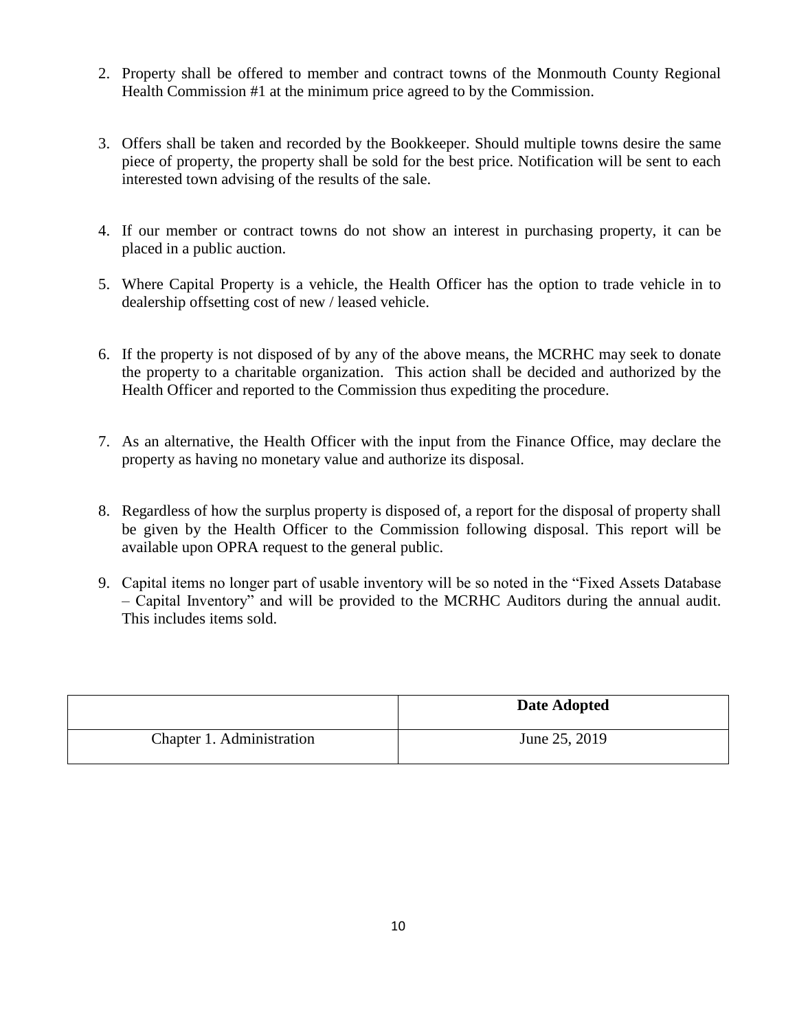2. Property shall be offered to member and contract towns of the Monmouth County Regional Health Commission #1 at the minimum price agreed to by the Commission.

3. Offers shall be taken and recorded by the Bookkeeper. Should multiple towns desire the same piece of property, the property shall be sold for the best price. Notification will be sent to each interested town advising of the results of the sale.

4. If our member or contract towns do not show an interest in purchasing property, it can be placed in a public auction.

5. Where Capital Property is a vehicle, the Health Officer has the option to trade vehicle in to dealership offsetting cost of new / leased vehicle.

6. If the property is not disposed of by any of the above means, the MCRHC may seek to donate the property to a charitable organization. This action shall be decided and authorized by the Health Officer and reported to the Commission thus expediting the procedure.

7. As an alternative, the Health Officer with the input from the Finance Office, may declare the property as having no monetary value and authorize its disposal.

8. Regardless of how the surplus property is disposed of, a report for the disposal of property shall be given by the Health Officer to the Commission following disposal. This report will be available upon OPRA request to the general public.

9. Capital items no longer part of usable inventory will be so noted in the "Fixed Assets Database – Capital Inventory" and will be provided to the MCRHC Auditors during the annual audit. This includes items sold.

| | **Date Adopted** |
|---|---|
| Chapter 1. Administration | June 25, 2019 |